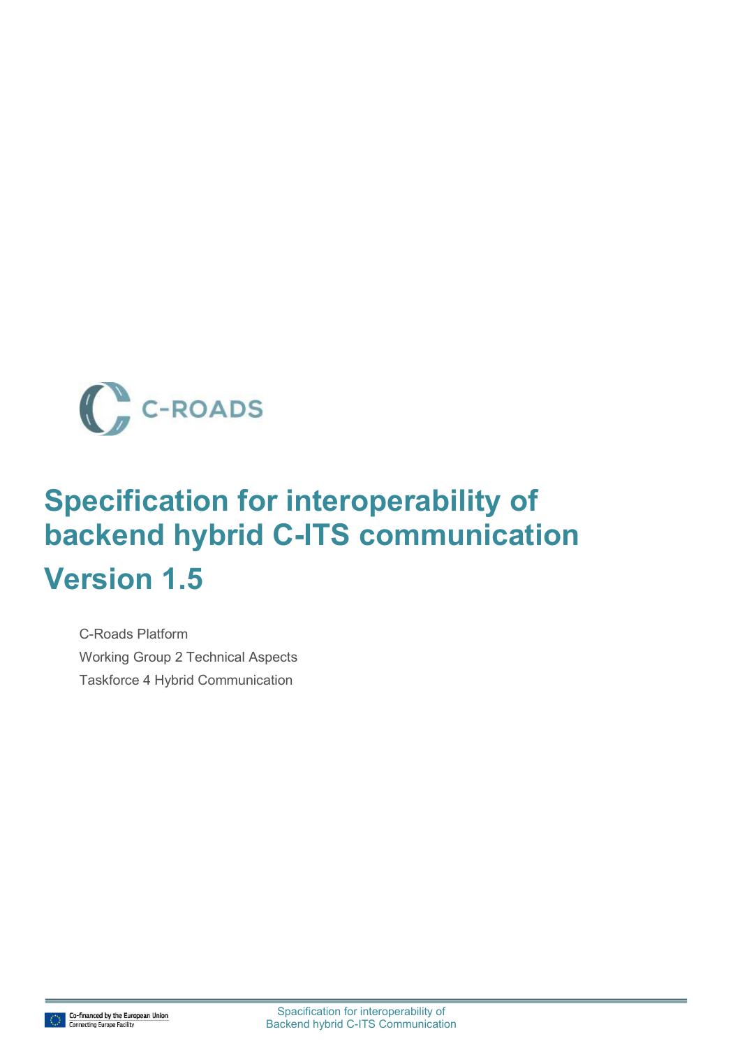C-ROADS

# Specification for interoperability of backend hybrid C-ITS communication

# Version 1.5

C-Roads Platform

Working Group 2 Technical Aspects

Taskforce 4 Hybrid Communication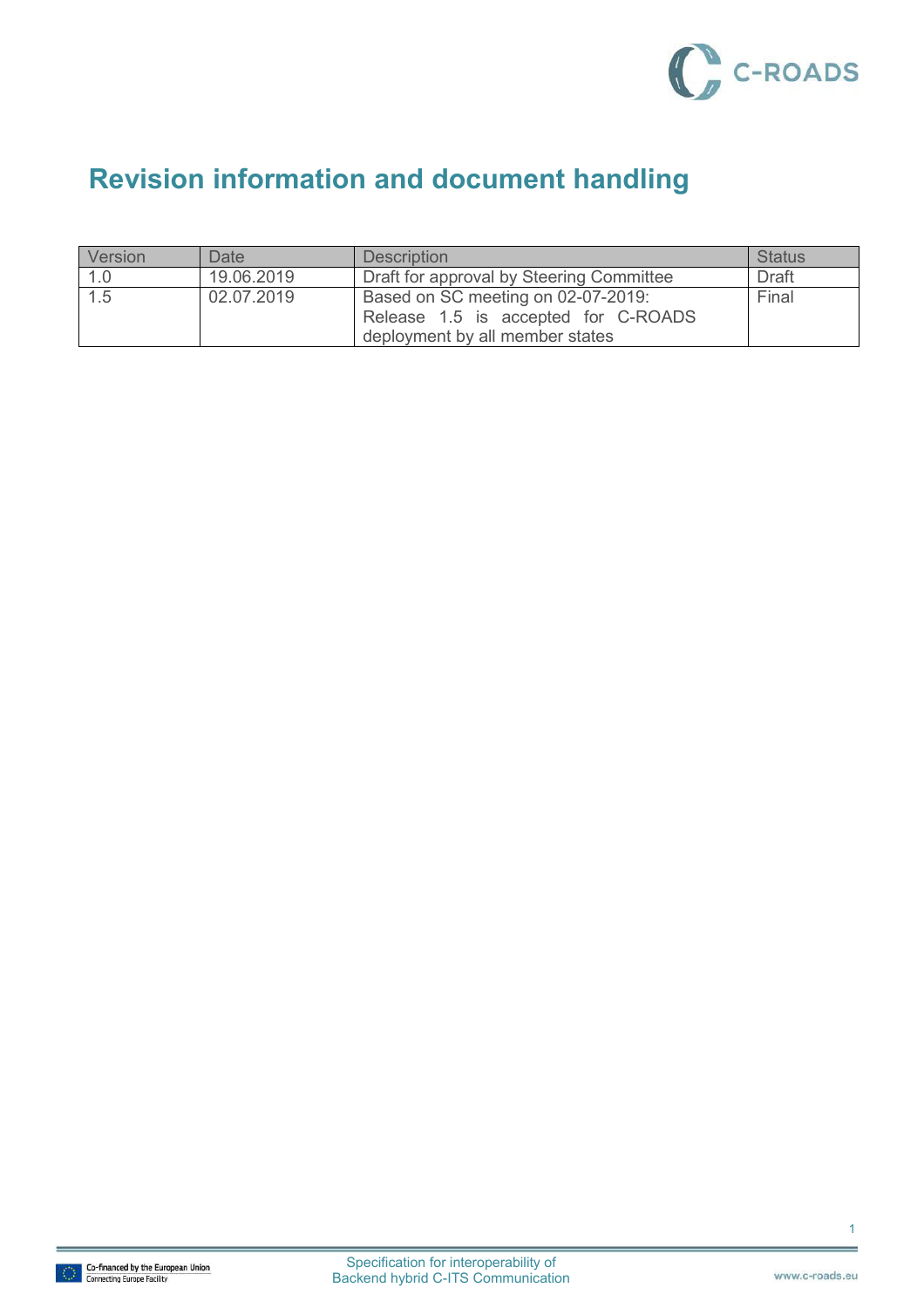# Revision information and document handling

| Version | Date | Description | Status |
|---|---|---|---|
| 1.0 | 19.06.2019 | Draft for approval by Steering Committee | Draft |
| 1.5 | 02.07.2019 | Based on SC meeting on 02-07-2019: Release 1.5 is accepted for C-ROADS deployment by all member states | Final |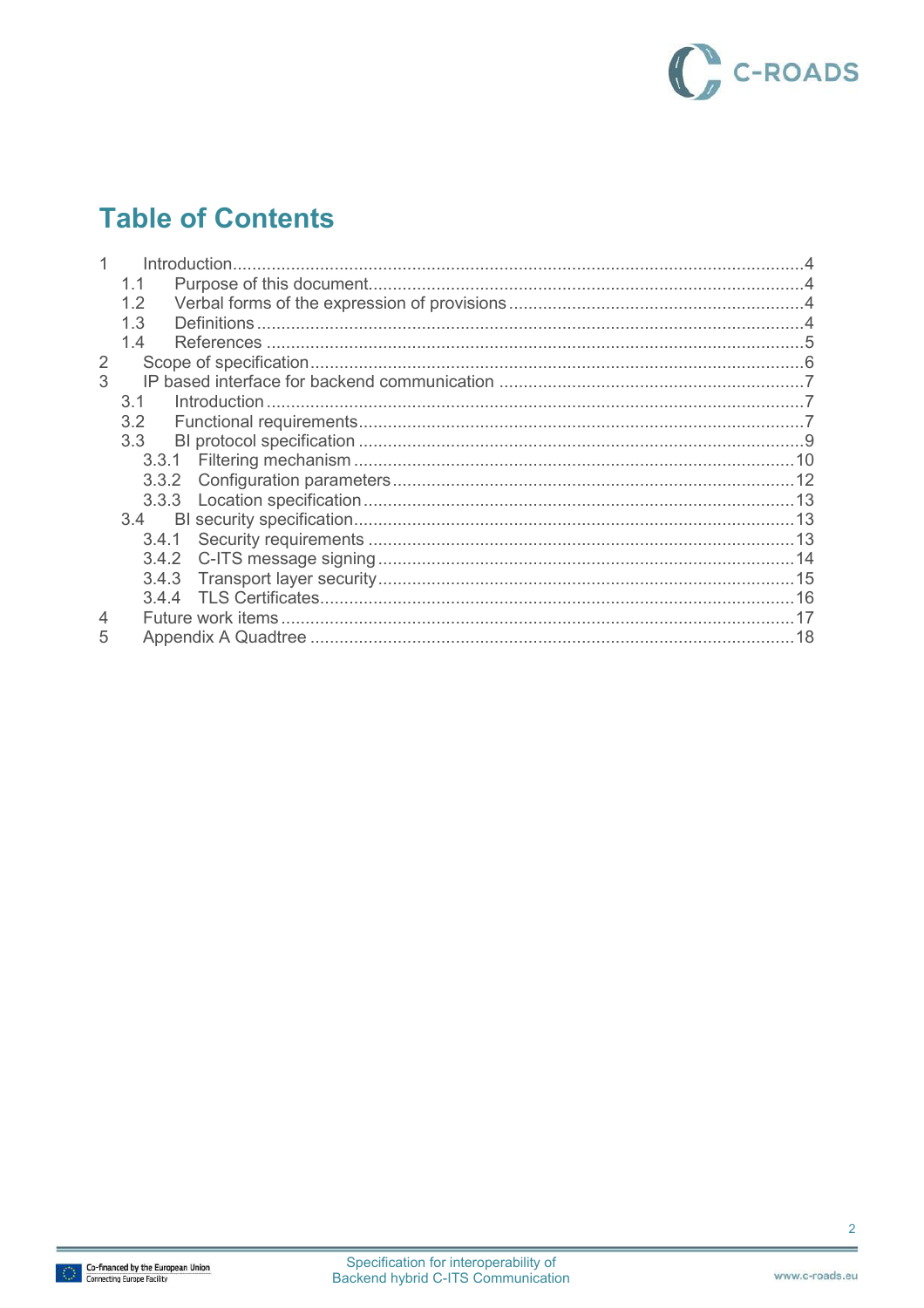# Table of Contents

- 1 Introduction ....................................................................................................................... 4
  - 1.1 Purpose of this document ........................................................................................ 4
  - 1.2 Verbal forms of the expression of provisions ............................................................ 4
  - 1.3 Definitions ................................................................................................................ 4
  - 1.4 References ............................................................................................................... 5
- 2 Scope of specification ........................................................................................................ 6
- 3 IP based interface for backend communication .................................................................. 7
  - 3.1 Introduction ............................................................................................................. 7
  - 3.2 Functional requirements ........................................................................................... 7
  - 3.3 BI protocol specification ........................................................................................... 9
    - 3.3.1 Filtering mechanism ......................................................................................... 10
    - 3.3.2 Configuration parameters ................................................................................. 12
    - 3.3.3 Location specification ....................................................................................... 13
  - 3.4 BI security specification .......................................................................................... 13
    - 3.4.1 Security requirements ...................................................................................... 13
    - 3.4.2 C-ITS message signing .................................................................................... 14
    - 3.4.3 Transport layer security ................................................................................... 15
    - 3.4.4 TLS Certificates ................................................................................................ 16
- 4 Future work items ............................................................................................................. 17
- 5 Appendix A Quadtree ....................................................................................................... 18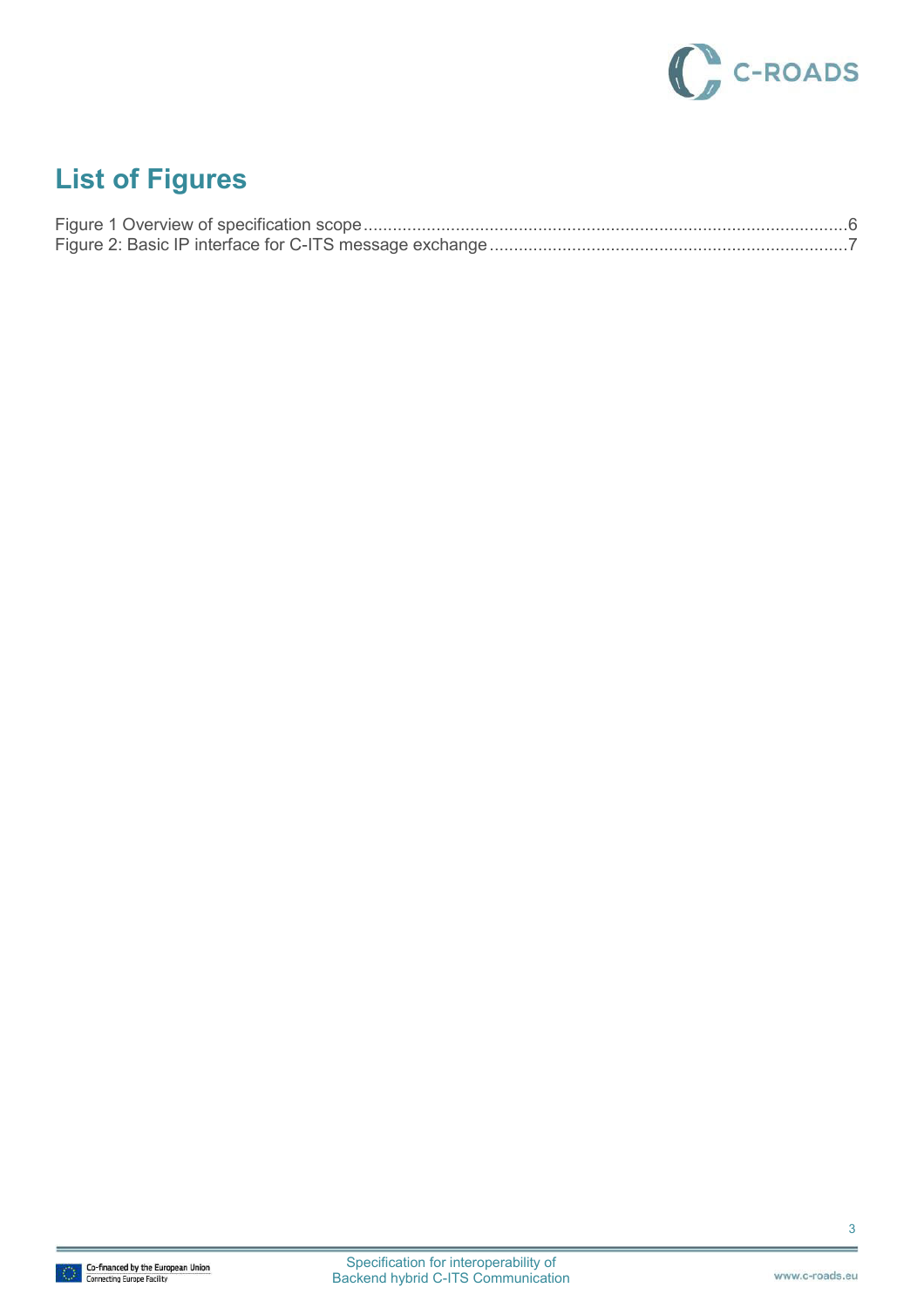# List of Figures

Figure 1 Overview of specification scope ........................................................................................................6
Figure 2: Basic IP interface for C-ITS message exchange .........................................................................7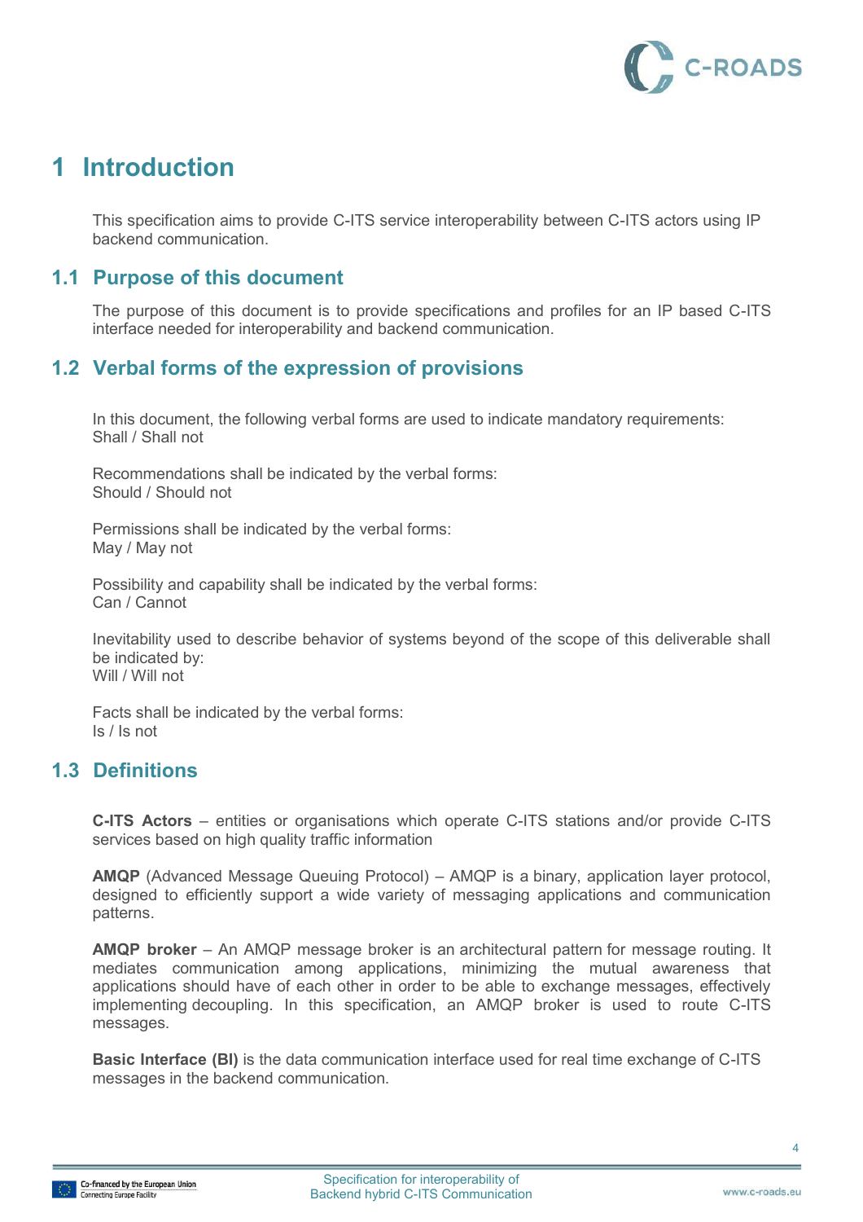# 1 Introduction

This specification aims to provide C-ITS service interoperability between C-ITS actors using IP backend communication.

## 1.1 Purpose of this document

The purpose of this document is to provide specifications and profiles for an IP based C-ITS interface needed for interoperability and backend communication.

## 1.2 Verbal forms of the expression of provisions

In this document, the following verbal forms are used to indicate mandatory requirements:
Shall / Shall not

Recommendations shall be indicated by the verbal forms:
Should / Should not

Permissions shall be indicated by the verbal forms:
May / May not

Possibility and capability shall be indicated by the verbal forms:
Can / Cannot

Inevitability used to describe behavior of systems beyond of the scope of this deliverable shall be indicated by:
Will / Will not

Facts shall be indicated by the verbal forms:
Is / Is not

## 1.3 Definitions

**C-ITS Actors** – entities or organisations which operate C-ITS stations and/or provide C-ITS services based on high quality traffic information

**AMQP** (Advanced Message Queuing Protocol) – AMQP is a binary, application layer protocol, designed to efficiently support a wide variety of messaging applications and communication patterns.

**AMQP broker** – An AMQP message broker is an architectural pattern for message routing. It mediates communication among applications, minimizing the mutual awareness that applications should have of each other in order to be able to exchange messages, effectively implementing decoupling. In this specification, an AMQP broker is used to route C-ITS messages.

**Basic Interface (BI)** is the data communication interface used for real time exchange of C-ITS messages in the backend communication.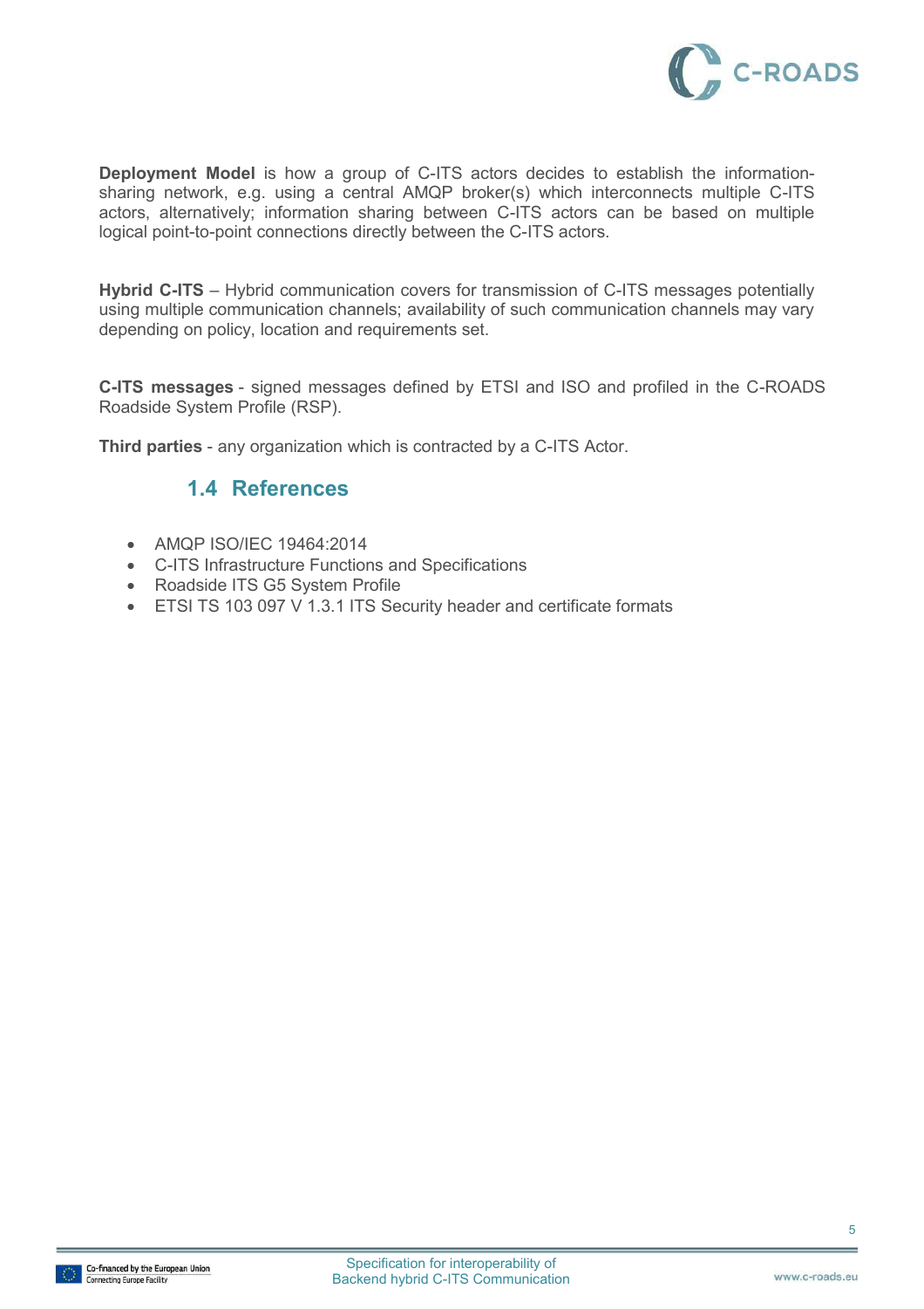**Deployment Model** is how a group of C-ITS actors decides to establish the information-sharing network, e.g. using a central AMQP broker(s) which interconnects multiple C-ITS actors, alternatively; information sharing between C-ITS actors can be based on multiple logical point-to-point connections directly between the C-ITS actors.

**Hybrid C-ITS** – Hybrid communication covers for transmission of C-ITS messages potentially using multiple communication channels; availability of such communication channels may vary depending on policy, location and requirements set.

**C-ITS messages** - signed messages defined by ETSI and ISO and profiled in the C-ROADS Roadside System Profile (RSP).

**Third parties** - any organization which is contracted by a C-ITS Actor.

## 1.4 References

- AMQP ISO/IEC 19464:2014
- C-ITS Infrastructure Functions and Specifications
- Roadside ITS G5 System Profile
- ETSI TS 103 097 V 1.3.1 ITS Security header and certificate formats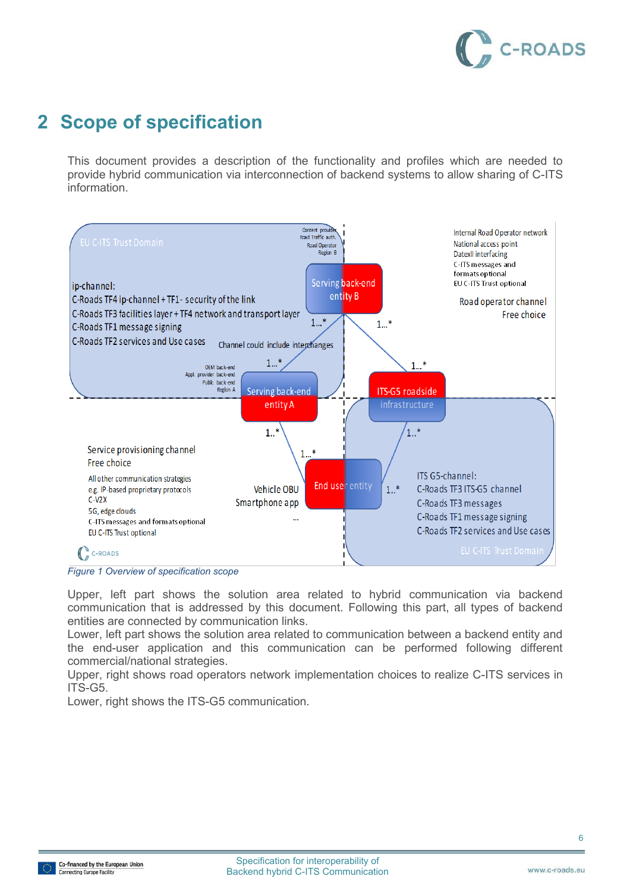# 2 Scope of specification

This document provides a description of the functionality and profiles which are needed to provide hybrid communication via interconnection of backend systems to allow sharing of C-ITS information.

*Figure 1 Overview of specification scope*

Upper, left part shows the solution area related to hybrid communication via backend communication that is addressed by this document. Following this part, all types of backend entities are connected by communication links.

Lower, left part shows the solution area related to communication between a backend entity and the end-user application and this communication can be performed following different commercial/national strategies.

Upper, right shows road operators network implementation choices to realize C-ITS services in ITS-G5.

Lower, right shows the ITS-G5 communication.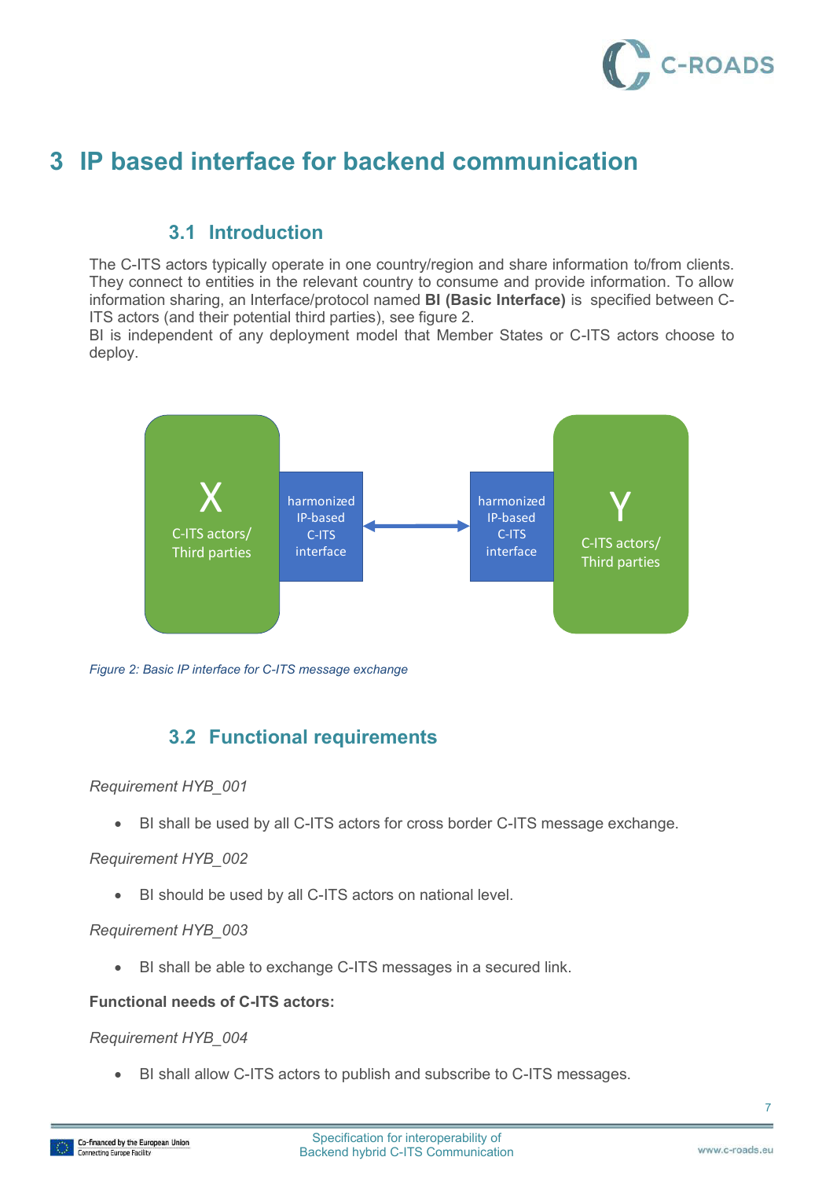# 3 IP based interface for backend communication

## 3.1 Introduction

The C-ITS actors typically operate in one country/region and share information to/from clients. They connect to entities in the relevant country to consume and provide information. To allow information sharing, an Interface/protocol named **BI (Basic Interface)** is specified between C-ITS actors (and their potential third parties), see figure 2.
BI is independent of any deployment model that Member States or C-ITS actors choose to deploy.

*Figure 2: Basic IP interface for C-ITS message exchange*

## 3.2 Functional requirements

*Requirement HYB_001*

- BI shall be used by all C-ITS actors for cross border C-ITS message exchange.

*Requirement HYB_002*

- BI should be used by all C-ITS actors on national level.

*Requirement HYB_003*

- BI shall be able to exchange C-ITS messages in a secured link.

**Functional needs of C-ITS actors:**

*Requirement HYB_004*

- BI shall allow C-ITS actors to publish and subscribe to C-ITS messages.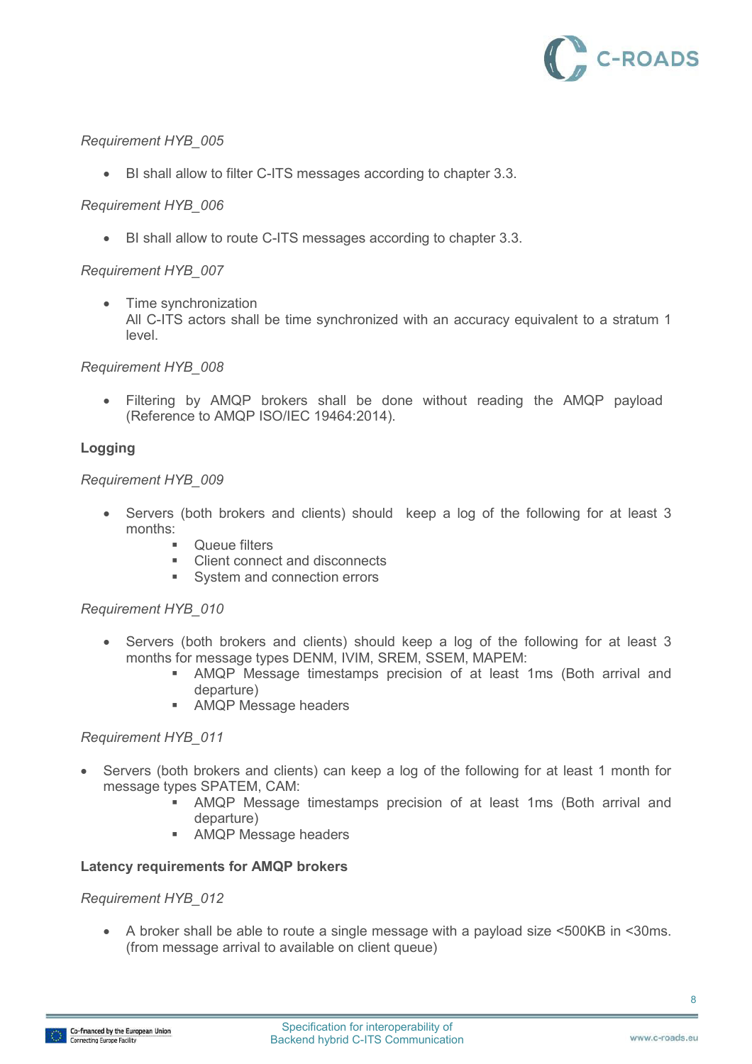*Requirement HYB_005*

- BI shall allow to filter C-ITS messages according to chapter 3.3.

*Requirement HYB_006*

- BI shall allow to route C-ITS messages according to chapter 3.3.

*Requirement HYB_007*

- Time synchronization
  All C-ITS actors shall be time synchronized with an accuracy equivalent to a stratum 1 level.

*Requirement HYB_008*

- Filtering by AMQP brokers shall be done without reading the AMQP payload (Reference to AMQP ISO/IEC 19464:2014).

**Logging**

*Requirement HYB_009*

- Servers (both brokers and clients) should keep a log of the following for at least 3 months:
  - Queue filters
  - Client connect and disconnects
  - System and connection errors

*Requirement HYB_010*

- Servers (both brokers and clients) should keep a log of the following for at least 3 months for message types DENM, IVIM, SREM, SSEM, MAPEM:
  - AMQP Message timestamps precision of at least 1ms (Both arrival and departure)
  - AMQP Message headers

*Requirement HYB_011*

- Servers (both brokers and clients) can keep a log of the following for at least 1 month for message types SPATEM, CAM:
  - AMQP Message timestamps precision of at least 1ms (Both arrival and departure)
  - AMQP Message headers

**Latency requirements for AMQP brokers**

*Requirement HYB_012*

- A broker shall be able to route a single message with a payload size <500KB in <30ms. (from message arrival to available on client queue)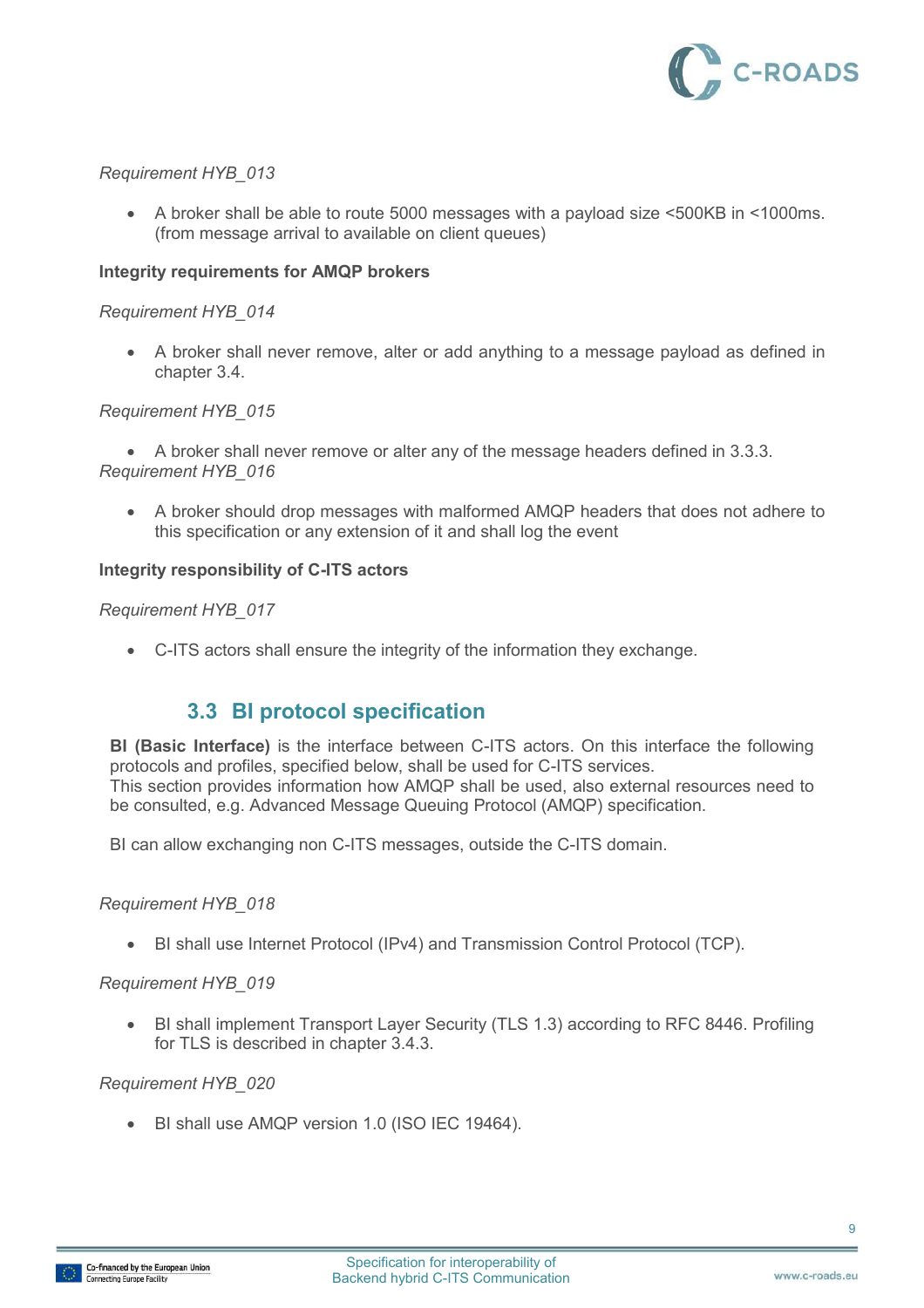*Requirement HYB_013*

- A broker shall be able to route 5000 messages with a payload size <500KB in <1000ms. (from message arrival to available on client queues)

**Integrity requirements for AMQP brokers**

*Requirement HYB_014*

- A broker shall never remove, alter or add anything to a message payload as defined in chapter 3.4.

*Requirement HYB_015*

- A broker shall never remove or alter any of the message headers defined in 3.3.3.

*Requirement HYB_016*

- A broker should drop messages with malformed AMQP headers that does not adhere to this specification or any extension of it and shall log the event

**Integrity responsibility of C-ITS actors**

*Requirement HYB_017*

- C-ITS actors shall ensure the integrity of the information they exchange.

## 3.3 BI protocol specification

**BI (Basic Interface)** is the interface between C-ITS actors. On this interface the following protocols and profiles, specified below, shall be used for C-ITS services.
This section provides information how AMQP shall be used, also external resources need to be consulted, e.g. Advanced Message Queuing Protocol (AMQP) specification.

BI can allow exchanging non C-ITS messages, outside the C-ITS domain.

*Requirement HYB_018*

- BI shall use Internet Protocol (IPv4) and Transmission Control Protocol (TCP).

*Requirement HYB_019*

- BI shall implement Transport Layer Security (TLS 1.3) according to RFC 8446. Profiling for TLS is described in chapter 3.4.3.

*Requirement HYB_020*

- BI shall use AMQP version 1.0 (ISO IEC 19464).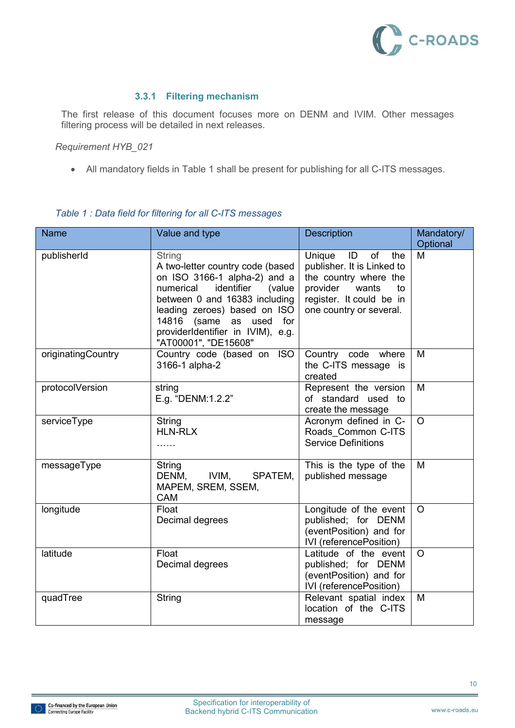### 3.3.1 Filtering mechanism

The first release of this document focuses more on DENM and IVIM. Other messages filtering process will be detailed in next releases.

*Requirement HYB_021*

- All mandatory fields in Table 1 shall be present for publishing for all C-ITS messages.

*Table 1 : Data field for filtering for all C-ITS messages*

| Name | Value and type | Description | Mandatory/ Optional |
|---|---|---|---|
| publisherId | String<br>A two-letter country code (based on ISO 3166-1 alpha-2) and a numerical identifier (value between 0 and 16383 including leading zeroes) based on ISO 14816 (same as used for providerIdentifier in IVIM), e.g. "AT00001", "DE15608" | Unique ID of the publisher. It is Linked to the country where the provider wants to register. It could be in one country or several. | M |
| originatingCountry | Country code (based on ISO 3166-1 alpha-2 | Country code where the C-ITS message is created | M |
| protocolVersion | string<br>E.g. "DENM:1.2.2" | Represent the version of standard used to create the message | M |
| serviceType | String<br>HLN-RLX<br>…… | Acronym defined in C-Roads_Common C-ITS Service Definitions | O |
| messageType | String<br>DENM, IVIM, SPATEM, MAPEM, SREM, SSEM, CAM | This is the type of the published message | M |
| longitude | Float<br>Decimal degrees | Longitude of the event published; for DENM (eventPosition) and for IVI (referencePosition) | O |
| latitude | Float<br>Decimal degrees | Latitude of the event published; for DENM (eventPosition) and for IVI (referencePosition) | O |
| quadTree | String | Relevant spatial index location of the C-ITS message | M |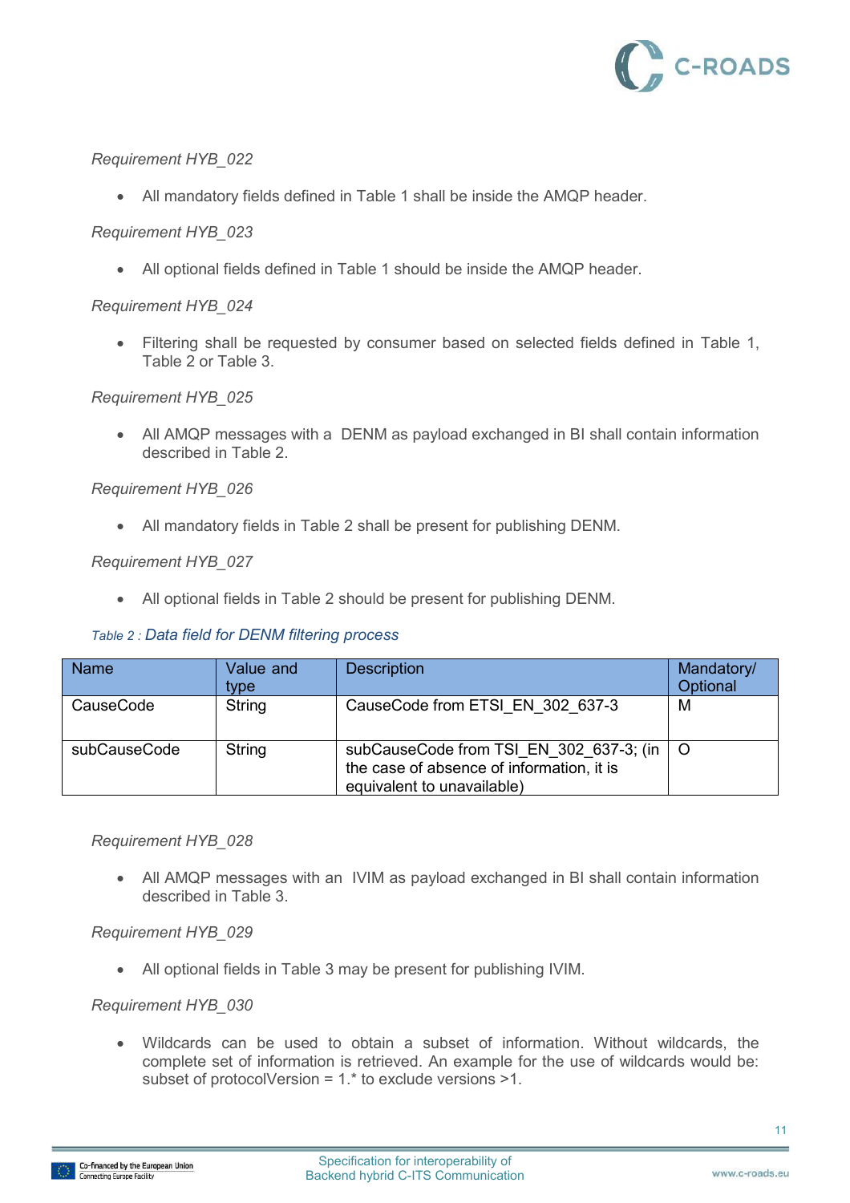*Requirement HYB_022*

- All mandatory fields defined in Table 1 shall be inside the AMQP header.

*Requirement HYB_023*

- All optional fields defined in Table 1 should be inside the AMQP header.

*Requirement HYB_024*

- Filtering shall be requested by consumer based on selected fields defined in Table 1, Table 2 or Table 3.

*Requirement HYB_025*

- All AMQP messages with a DENM as payload exchanged in BI shall contain information described in Table 2.

*Requirement HYB_026*

- All mandatory fields in Table 2 shall be present for publishing DENM.

*Requirement HYB_027*

- All optional fields in Table 2 should be present for publishing DENM.

*Table 2 : Data field for DENM filtering process*

| Name | Value and type | Description | Mandatory/ Optional |
|---|---|---|---|
| CauseCode | String | CauseCode from ETSI_EN_302_637-3 | M |
| subCauseCode | String | subCauseCode from TSI_EN_302_637-3; (in the case of absence of information, it is equivalent to unavailable) | O |

*Requirement HYB_028*

- All AMQP messages with an IVIM as payload exchanged in BI shall contain information described in Table 3.

*Requirement HYB_029*

- All optional fields in Table 3 may be present for publishing IVIM.

*Requirement HYB_030*

- Wildcards can be used to obtain a subset of information. Without wildcards, the complete set of information is retrieved. An example for the use of wildcards would be: subset of protocolVersion = 1.* to exclude versions >1.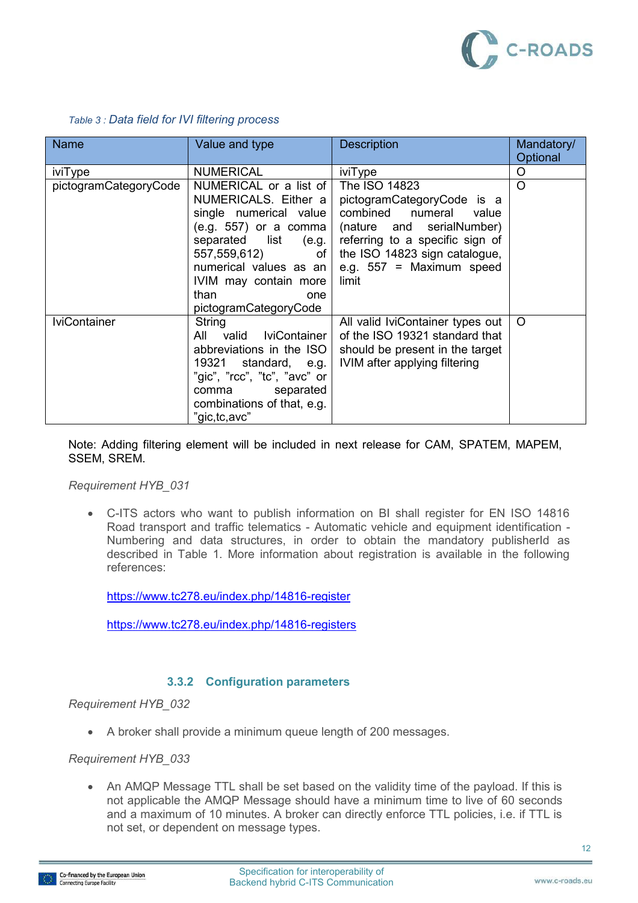*Table 3 : Data field for IVI filtering process*

| Name | Value and type | Description | Mandatory/ Optional |
|---|---|---|---|
| iviType | NUMERICAL | iviType | O |
| pictogramCategoryCode | NUMERICAL or a list of NUMERICALS. Either a single numerical value (e.g. 557) or a comma separated list (e.g. 557,559,612) of numerical values as an IVIM may contain more than one pictogramCategoryCode | The ISO 14823 pictogramCategoryCode is a combined numeral value (nature and serialNumber) referring to a specific sign of the ISO 14823 sign catalogue, e.g. 557 = Maximum speed limit | O |
| IviContainer | String<br>All valid IviContainer abbreviations in the ISO 19321 standard, e.g. "gic", "rcc", "tc", "avc" or comma separated combinations of that, e.g. "gic,tc,avc" | All valid IviContainer types out of the ISO 19321 standard that should be present in the target IVIM after applying filtering | O |

Note: Adding filtering element will be included in next release for CAM, SPATEM, MAPEM, SSEM, SREM.

*Requirement HYB_031*

- C-ITS actors who want to publish information on BI shall register for EN ISO 14816 Road transport and traffic telematics - Automatic vehicle and equipment identification - Numbering and data structures, in order to obtain the mandatory publisherId as described in Table 1. More information about registration is available in the following references:

  https://www.tc278.eu/index.php/14816-register

  https://www.tc278.eu/index.php/14816-registers

### 3.3.2 Configuration parameters

*Requirement HYB_032*

- A broker shall provide a minimum queue length of 200 messages.

*Requirement HYB_033*

- An AMQP Message TTL shall be set based on the validity time of the payload. If this is not applicable the AMQP Message should have a minimum time to live of 60 seconds and a maximum of 10 minutes. A broker can directly enforce TTL policies, i.e. if TTL is not set, or dependent on message types.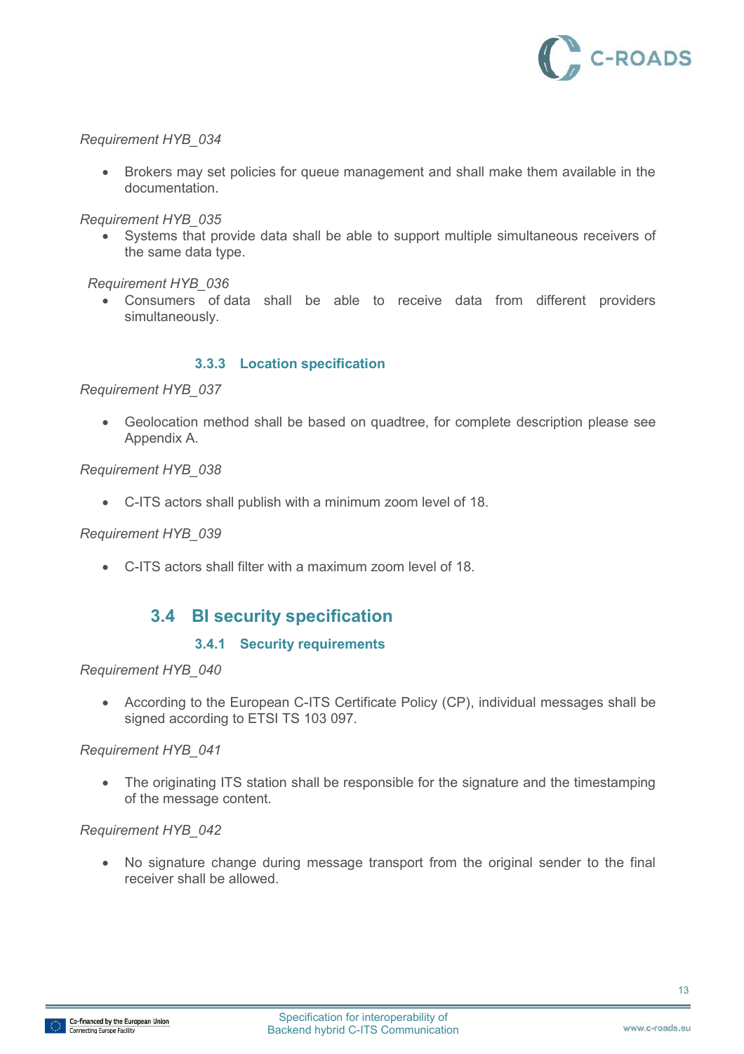*Requirement HYB_034*

- Brokers may set policies for queue management and shall make them available in the documentation.

*Requirement HYB_035*

- Systems that provide data shall be able to support multiple simultaneous receivers of the same data type.

*Requirement HYB_036*

- Consumers of data shall be able to receive data from different providers simultaneously.

### 3.3.3 Location specification

*Requirement HYB_037*

- Geolocation method shall be based on quadtree, for complete description please see Appendix A.

*Requirement HYB_038*

- C-ITS actors shall publish with a minimum zoom level of 18.

*Requirement HYB_039*

- C-ITS actors shall filter with a maximum zoom level of 18.

## 3.4 BI security specification

### 3.4.1 Security requirements

*Requirement HYB_040*

- According to the European C-ITS Certificate Policy (CP), individual messages shall be signed according to ETSI TS 103 097.

*Requirement HYB_041*

- The originating ITS station shall be responsible for the signature and the timestamping of the message content.

*Requirement HYB_042*

- No signature change during message transport from the original sender to the final receiver shall be allowed.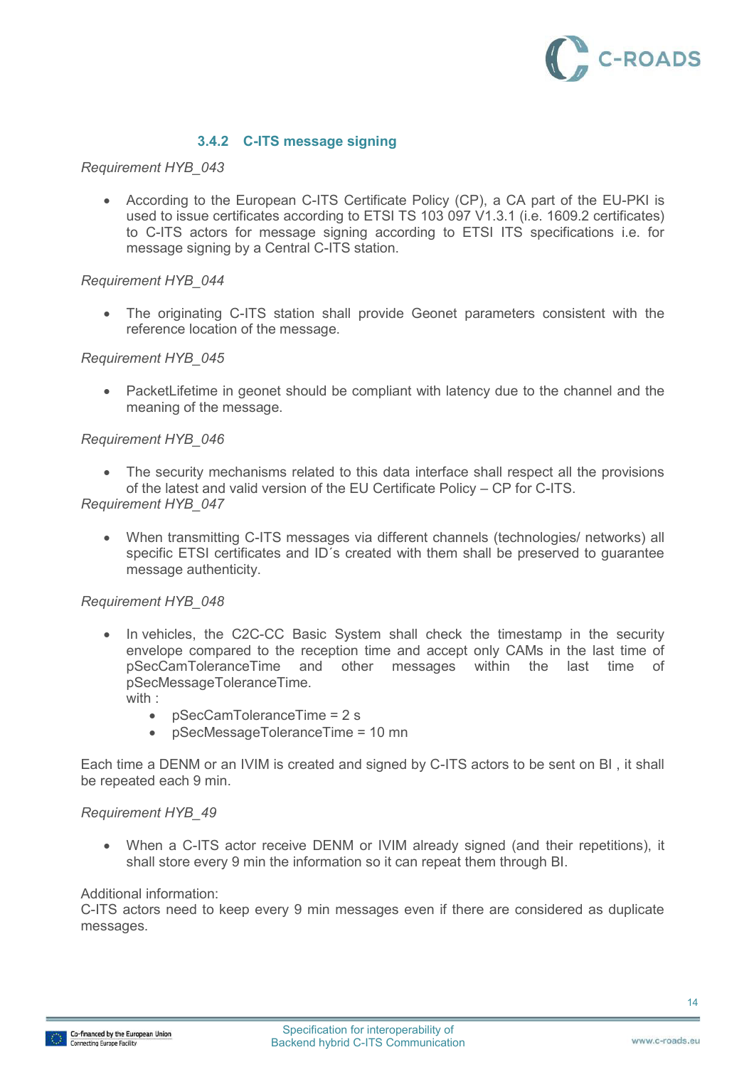### 3.4.2 C-ITS message signing

*Requirement HYB_043*

- According to the European C-ITS Certificate Policy (CP), a CA part of the EU-PKI is used to issue certificates according to ETSI TS 103 097 V1.3.1 (i.e. 1609.2 certificates) to C-ITS actors for message signing according to ETSI ITS specifications i.e. for message signing by a Central C-ITS station.

*Requirement HYB_044*

- The originating C-ITS station shall provide Geonet parameters consistent with the reference location of the message.

*Requirement HYB_045*

- PacketLifetime in geonet should be compliant with latency due to the channel and the meaning of the message.

*Requirement HYB_046*

- The security mechanisms related to this data interface shall respect all the provisions of the latest and valid version of the EU Certificate Policy – CP for C-ITS.

*Requirement HYB_047*

- When transmitting C-ITS messages via different channels (technologies/ networks) all specific ETSI certificates and ID´s created with them shall be preserved to guarantee message authenticity.

*Requirement HYB_048*

- In vehicles, the C2C-CC Basic System shall check the timestamp in the security envelope compared to the reception time and accept only CAMs in the last time of pSecCamToleranceTime and other messages within the last time of pSecMessageToleranceTime.
  with :
  - pSecCamToleranceTime = 2 s
  - pSecMessageToleranceTime = 10 mn

Each time a DENM or an IVIM is created and signed by C-ITS actors to be sent on BI , it shall be repeated each 9 min.

*Requirement HYB_49*

- When a C-ITS actor receive DENM or IVIM already signed (and their repetitions), it shall store every 9 min the information so it can repeat them through BI.

Additional information:
C-ITS actors need to keep every 9 min messages even if there are considered as duplicate messages.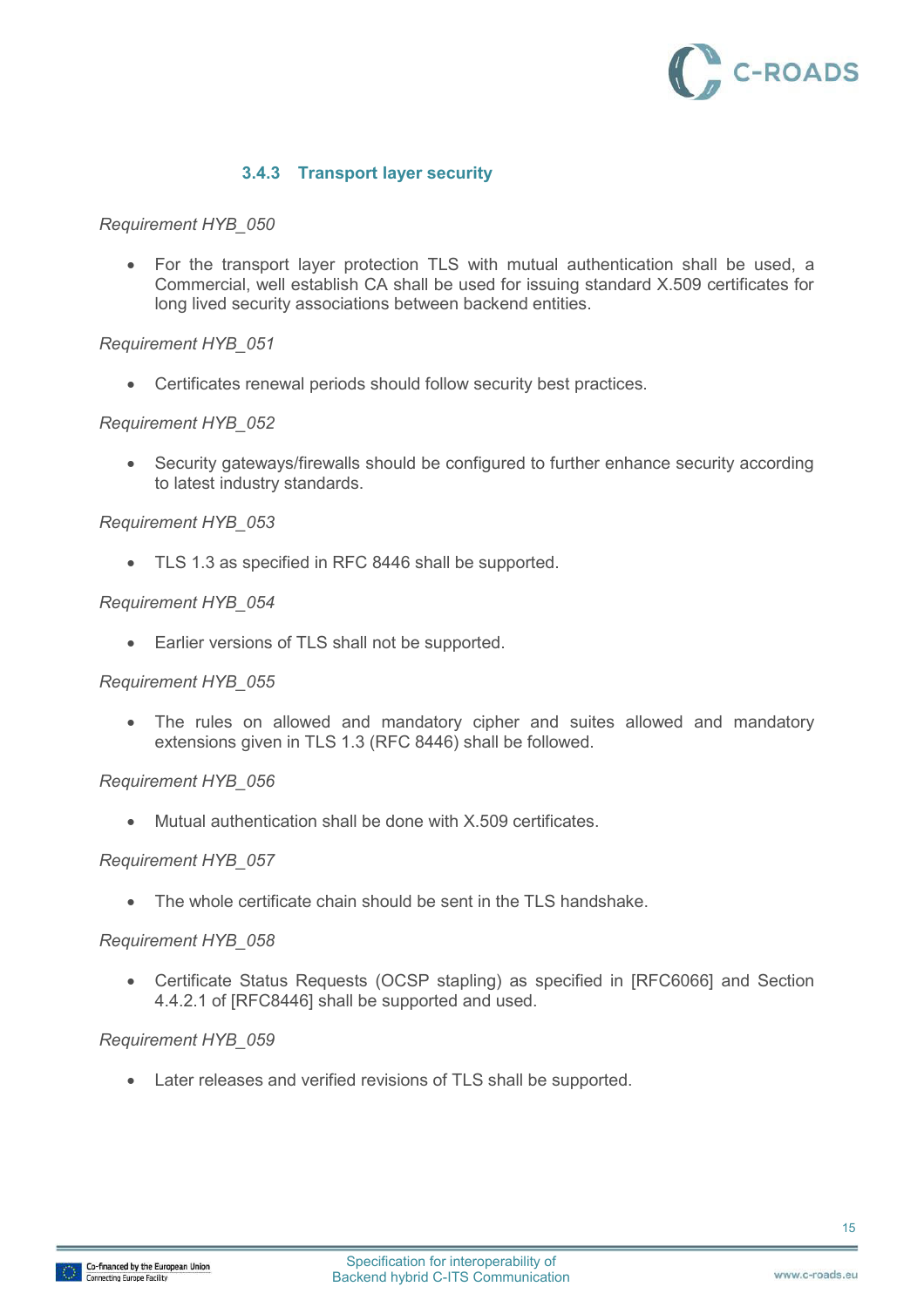### 3.4.3 Transport layer security

*Requirement HYB_050*

- For the transport layer protection TLS with mutual authentication shall be used, a Commercial, well establish CA shall be used for issuing standard X.509 certificates for long lived security associations between backend entities.

*Requirement HYB_051*

- Certificates renewal periods should follow security best practices.

*Requirement HYB_052*

- Security gateways/firewalls should be configured to further enhance security according to latest industry standards.

*Requirement HYB_053*

- TLS 1.3 as specified in RFC 8446 shall be supported.

*Requirement HYB_054*

- Earlier versions of TLS shall not be supported.

*Requirement HYB_055*

- The rules on allowed and mandatory cipher and suites allowed and mandatory extensions given in TLS 1.3 (RFC 8446) shall be followed.

*Requirement HYB_056*

- Mutual authentication shall be done with X.509 certificates.

*Requirement HYB_057*

- The whole certificate chain should be sent in the TLS handshake.

*Requirement HYB_058*

- Certificate Status Requests (OCSP stapling) as specified in [RFC6066] and Section 4.4.2.1 of [RFC8446] shall be supported and used.

*Requirement HYB_059*

- Later releases and verified revisions of TLS shall be supported.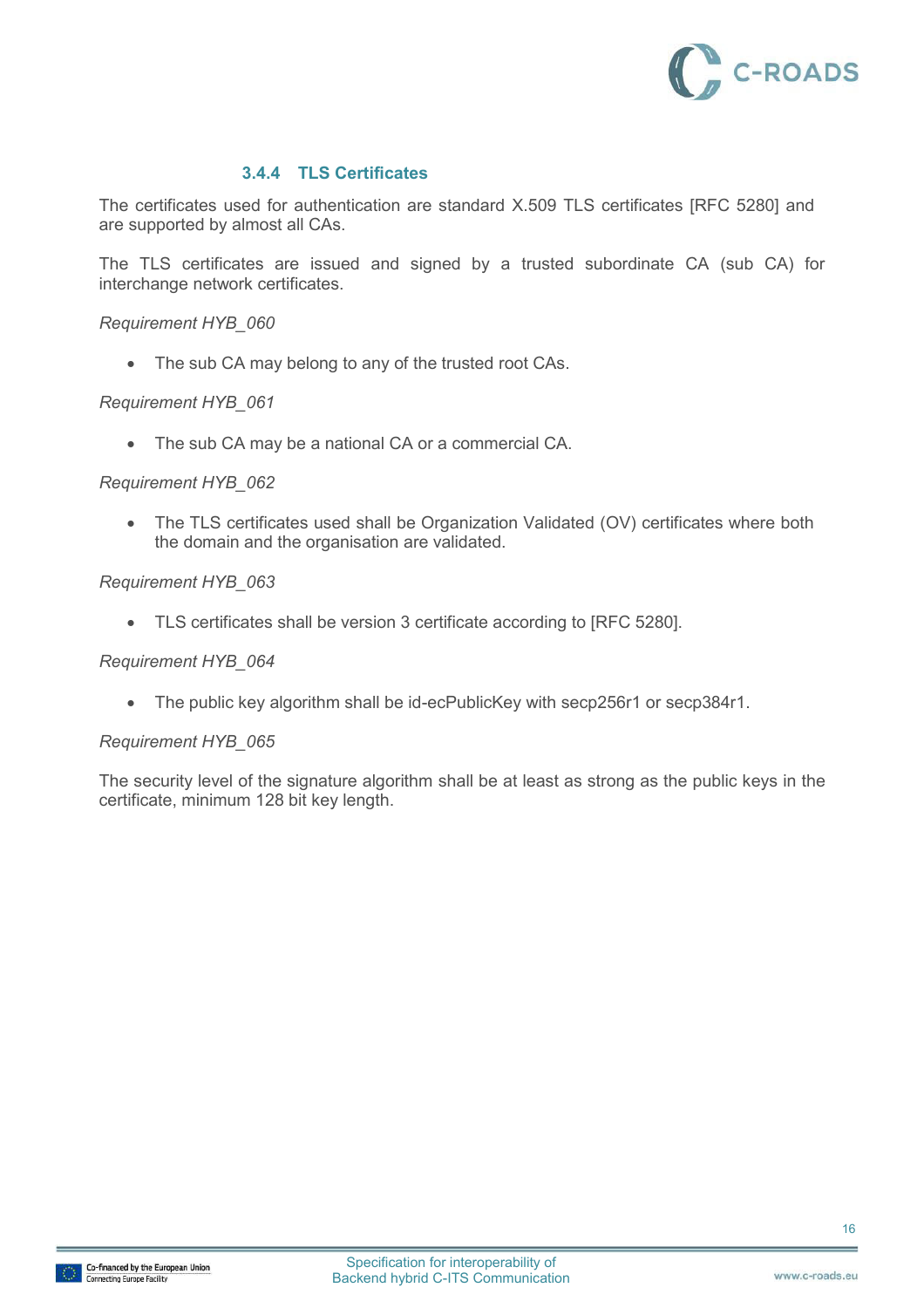### 3.4.4 TLS Certificates

The certificates used for authentication are standard X.509 TLS certificates [RFC 5280] and are supported by almost all CAs.

The TLS certificates are issued and signed by a trusted subordinate CA (sub CA) for interchange network certificates.

*Requirement HYB_060*

- The sub CA may belong to any of the trusted root CAs.

*Requirement HYB_061*

- The sub CA may be a national CA or a commercial CA.

*Requirement HYB_062*

- The TLS certificates used shall be Organization Validated (OV) certificates where both the domain and the organisation are validated.

*Requirement HYB_063*

- TLS certificates shall be version 3 certificate according to [RFC 5280].

*Requirement HYB_064*

- The public key algorithm shall be id-ecPublicKey with secp256r1 or secp384r1.

*Requirement HYB_065*

The security level of the signature algorithm shall be at least as strong as the public keys in the certificate, minimum 128 bit key length.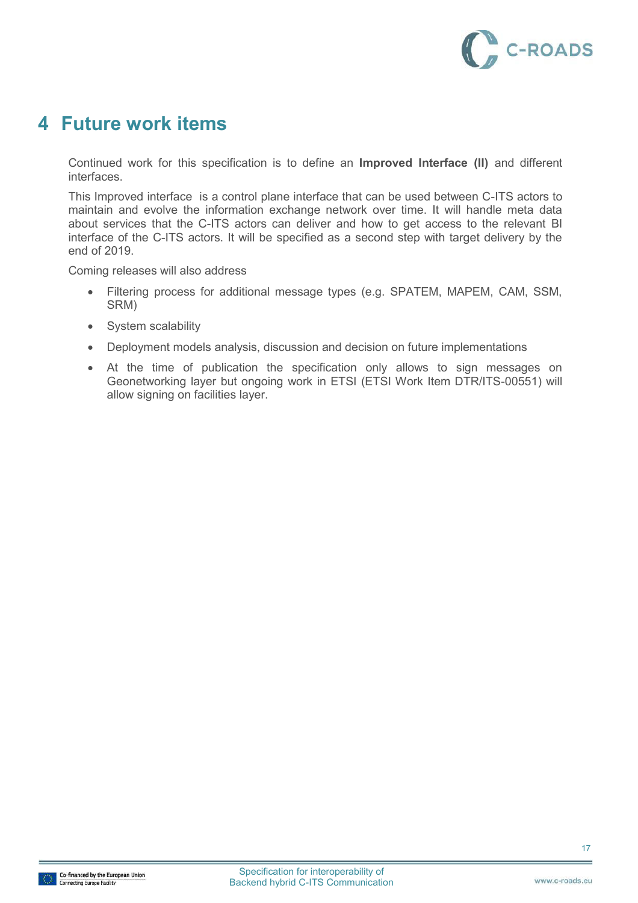# 4 Future work items

Continued work for this specification is to define an **Improved Interface (II)** and different interfaces.

This Improved interface is a control plane interface that can be used between C-ITS actors to maintain and evolve the information exchange network over time. It will handle meta data about services that the C-ITS actors can deliver and how to get access to the relevant BI interface of the C-ITS actors. It will be specified as a second step with target delivery by the end of 2019.

Coming releases will also address

- Filtering process for additional message types (e.g. SPATEM, MAPEM, CAM, SSM, SRM)
- System scalability
- Deployment models analysis, discussion and decision on future implementations
- At the time of publication the specification only allows to sign messages on Geonetworking layer but ongoing work in ETSI (ETSI Work Item DTR/ITS-00551) will allow signing on facilities layer.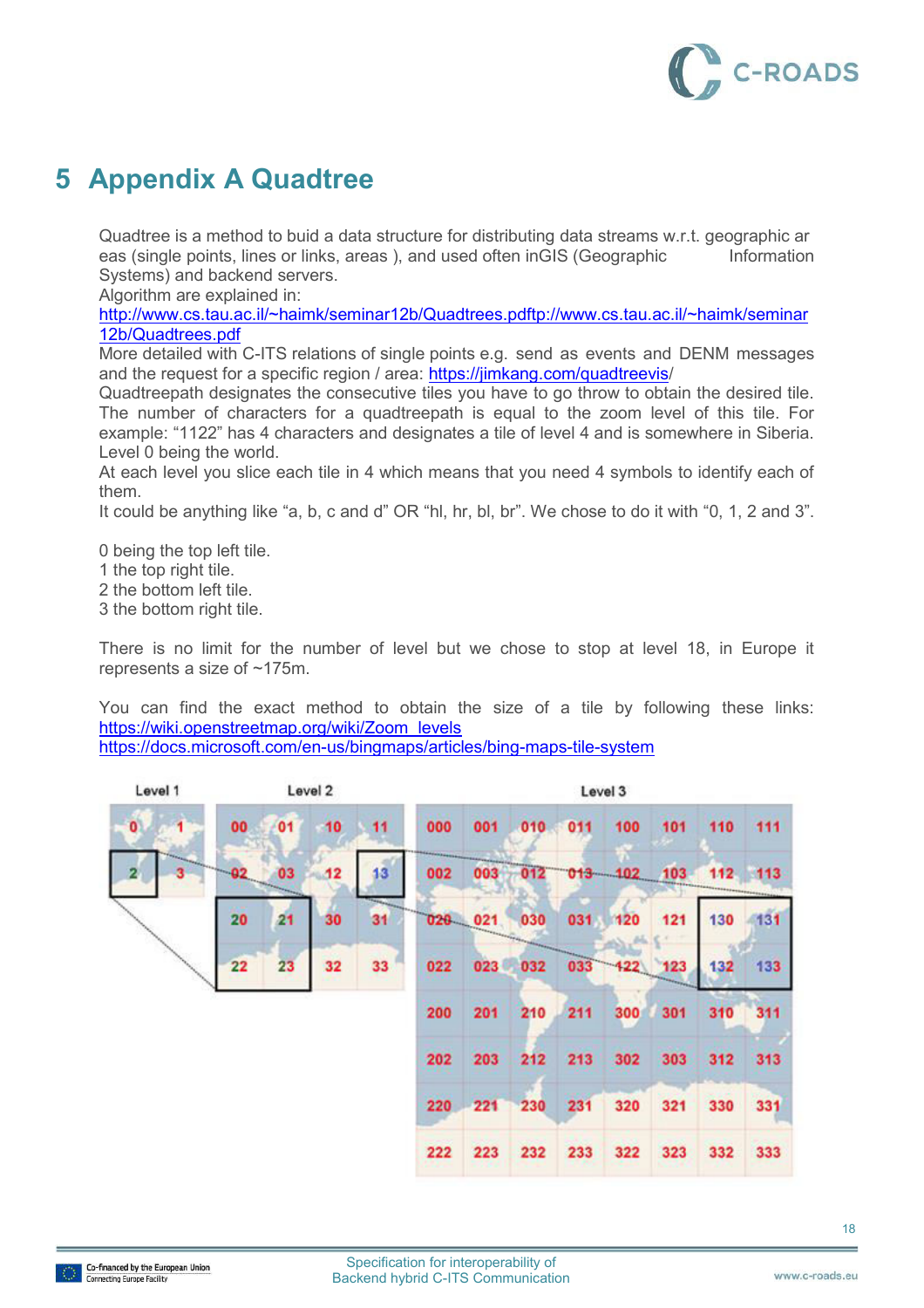# 5 Appendix A Quadtree

Quadtree is a method to buid a data structure for distributing data streams w.r.t. geographic areas (single points, lines or links, areas ), and used often inGIS (Geographic Information Systems) and backend servers.
Algorithm are explained in:
http://www.cs.tau.ac.il/~haimk/seminar12b/Quadtrees.pdftp://www.cs.tau.ac.il/~haimk/seminar12b/Quadtrees.pdf
More detailed with C-ITS relations of single points e.g. send as events and DENM messages and the request for a specific region / area: https://jimkang.com/quadtreevis/
Quadtreepath designates the consecutive tiles you have to go throw to obtain the desired tile. The number of characters for a quadtreepath is equal to the zoom level of this tile. For example: "1122" has 4 characters and designates a tile of level 4 and is somewhere in Siberia. Level 0 being the world.
At each level you slice each tile in 4 which means that you need 4 symbols to identify each of them.
It could be anything like "a, b, c and d" OR "hl, hr, bl, br". We chose to do it with "0, 1, 2 and 3".

0 being the top left tile.
1 the top right tile.
2 the bottom left tile.
3 the bottom right tile.

There is no limit for the number of level but we chose to stop at level 18, in Europe it represents a size of ~175m.

You can find the exact method to obtain the size of a tile by following these links:
https://wiki.openstreetmap.org/wiki/Zoom_levels
https://docs.microsoft.com/en-us/bingmaps/articles/bing-maps-tile-system

Level 1
0 1
2 3

Level 2
00 01 10 11
02 03 12 13
20 21 30 31
22 23 32 33

Level 3
000 001 010 011 100 101 110 111
002 003 012 013 102 103 112 113
020 021 030 031 120 121 130 131
022 023 032 033 122 123 132 133
200 201 210 211 300 301 310 311
202 203 212 213 302 303 312 313
220 221 230 231 320 321 330 331
222 223 232 233 322 323 332 333